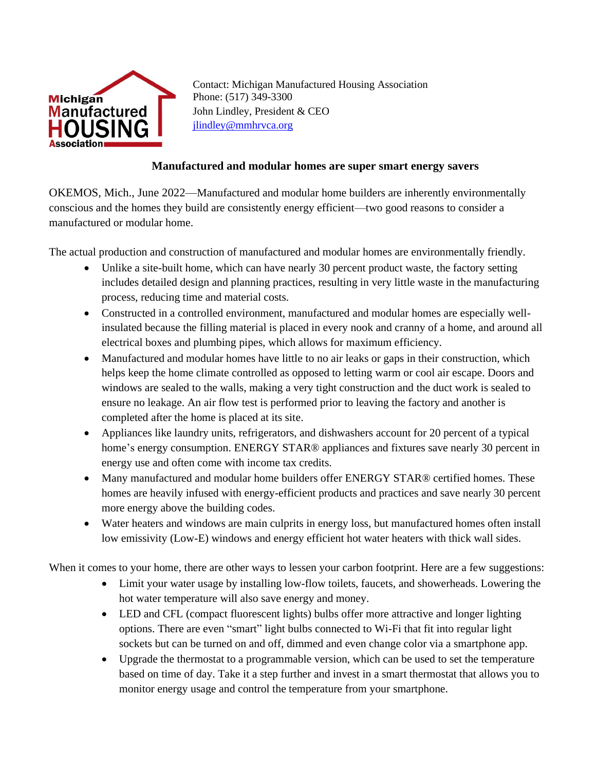Michigan Manufactured HOUSING Association

Contact: Michigan Manufactured Housing Association
Phone: (517) 349-3300
John Lindley, President & CEO
jlindley@mmhrvca.org

**Manufactured and modular homes are super smart energy savers**

OKEMOS, Mich., June 2022—Manufactured and modular home builders are inherently environmentally conscious and the homes they build are consistently energy efficient—two good reasons to consider a manufactured or modular home.

The actual production and construction of manufactured and modular homes are environmentally friendly.

- Unlike a site-built home, which can have nearly 30 percent product waste, the factory setting includes detailed design and planning practices, resulting in very little waste in the manufacturing process, reducing time and material costs.
- Constructed in a controlled environment, manufactured and modular homes are especially well-insulated because the filling material is placed in every nook and cranny of a home, and around all electrical boxes and plumbing pipes, which allows for maximum efficiency.
- Manufactured and modular homes have little to no air leaks or gaps in their construction, which helps keep the home climate controlled as opposed to letting warm or cool air escape. Doors and windows are sealed to the walls, making a very tight construction and the duct work is sealed to ensure no leakage. An air flow test is performed prior to leaving the factory and another is completed after the home is placed at its site.
- Appliances like laundry units, refrigerators, and dishwashers account for 20 percent of a typical home's energy consumption. ENERGY STAR® appliances and fixtures save nearly 30 percent in energy use and often come with income tax credits.
- Many manufactured and modular home builders offer ENERGY STAR® certified homes. These homes are heavily infused with energy-efficient products and practices and save nearly 30 percent more energy above the building codes.
- Water heaters and windows are main culprits in energy loss, but manufactured homes often install low emissivity (Low-E) windows and energy efficient hot water heaters with thick wall sides.

When it comes to your home, there are other ways to lessen your carbon footprint. Here are a few suggestions:

- Limit your water usage by installing low-flow toilets, faucets, and showerheads. Lowering the hot water temperature will also save energy and money.
- LED and CFL (compact fluorescent lights) bulbs offer more attractive and longer lighting options. There are even "smart" light bulbs connected to Wi-Fi that fit into regular light sockets but can be turned on and off, dimmed and even change color via a smartphone app.
- Upgrade the thermostat to a programmable version, which can be used to set the temperature based on time of day. Take it a step further and invest in a smart thermostat that allows you to monitor energy usage and control the temperature from your smartphone.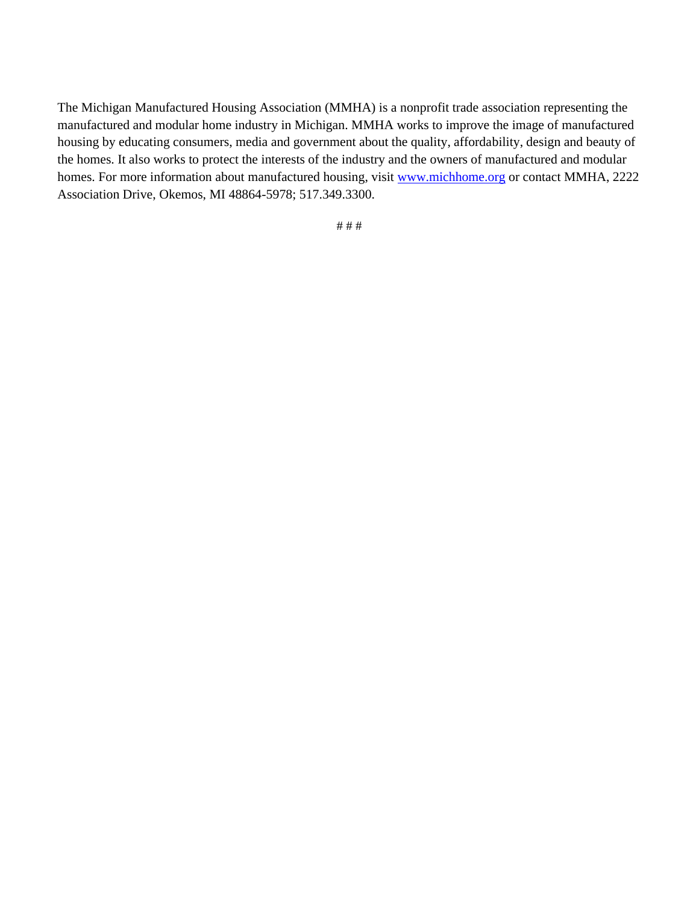The Michigan Manufactured Housing Association (MMHA) is a nonprofit trade association representing the manufactured and modular home industry in Michigan. MMHA works to improve the image of manufactured housing by educating consumers, media and government about the quality, affordability, design and beauty of the homes. It also works to protect the interests of the industry and the owners of manufactured and modular homes. For more information about manufactured housing, visit [www.michhome.org](http://www.michhome.org) or contact MMHA, 2222 Association Drive, Okemos, MI 48864-5978; 517.349.3300.

# # #